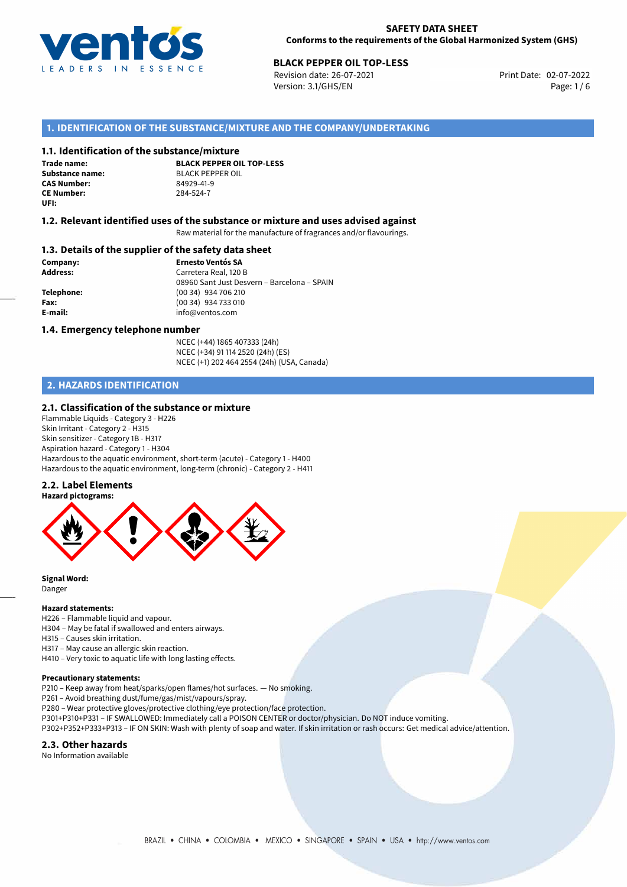**SAFETY DATA SHEET**
**Conforms to the requirements of the Global Harmonized System (GHS)**

**BLACK PEPPER OIL TOP-LESS**
Revision date: 26-07-2021
Version: 3.1/GHS/EN
Print Date: 02-07-2022

## 1. IDENTIFICATION OF THE SUBSTANCE/MIXTURE AND THE COMPANY/UNDERTAKING

### 1.1. Identification of the substance/mixture

| | |
|---|---|
| **Trade name:** | **BLACK PEPPER OIL TOP-LESS** |
| **Substance name:** | BLACK PEPPER OIL |
| **CAS Number:** | 84929-41-9 |
| **CE Number:** | 284-524-7 |
| **UFI:** | |

### 1.2. Relevant identified uses of the substance or mixture and uses advised against

Raw material for the manufacture of fragrances and/or flavourings.

### 1.3. Details of the supplier of the safety data sheet

| | |
|---|---|
| **Company:** | **Ernesto Ventós SA** |
| **Address:** | Carretera Real, 120 B<br>08960 Sant Just Desvern – Barcelona – SPAIN |
| **Telephone:** | (00 34) 934 706 210 |
| **Fax:** | (00 34) 934 733 010 |
| **E-mail:** | info@ventos.com |

### 1.4. Emergency telephone number

NCEC (+44) 1865 407333 (24h)
NCEC (+34) 91 114 2520 (24h) (ES)
NCEC (+1) 202 464 2554 (24h) (USA, Canada)

## 2. HAZARDS IDENTIFICATION

### 2.1. Classification of the substance or mixture

Flammable Liquids - Category 3 - H226
Skin Irritant - Category 2 - H315
Skin sensitizer - Category 1B - H317
Aspiration hazard - Category 1 - H304
Hazardous to the aquatic environment, short-term (acute) - Category 1 - H400
Hazardous to the aquatic environment, long-term (chronic) - Category 2 - H411

### 2.2. Label Elements

**Hazard pictograms:**

**Signal Word:**
Danger

**Hazard statements:**
H226 – Flammable liquid and vapour.
H304 – May be fatal if swallowed and enters airways.
H315 – Causes skin irritation.
H317 – May cause an allergic skin reaction.
H410 – Very toxic to aquatic life with long lasting effects.

**Precautionary statements:**
P210 – Keep away from heat/sparks/open flames/hot surfaces. — No smoking.
P261 – Avoid breathing dust/fume/gas/mist/vapours/spray.
P280 – Wear protective gloves/protective clothing/eye protection/face protection.
P301+P310+P331 – IF SWALLOWED: Immediately call a POISON CENTER or doctor/physician. Do NOT induce vomiting.
P302+P352+P333+P313 – IF ON SKIN: Wash with plenty of soap and water. If skin irritation or rash occurs: Get medical advice/attention.

### 2.3. Other hazards

No Information available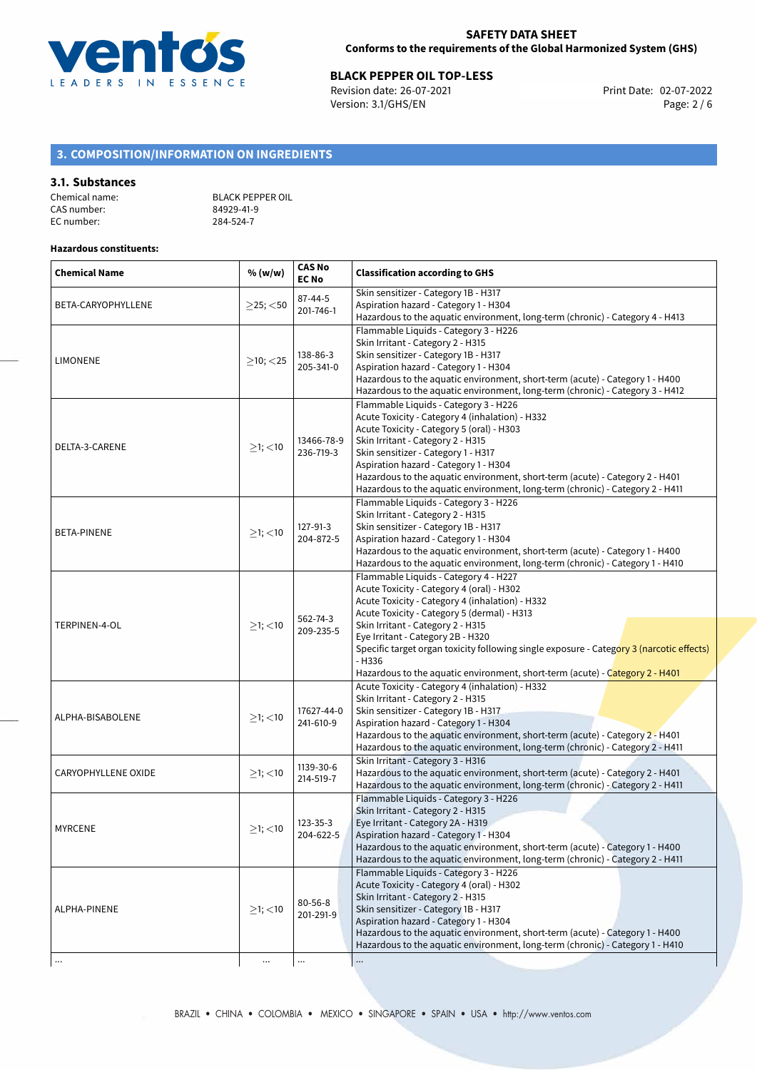## 3. COMPOSITION/INFORMATION ON INGREDIENTS

### 3.1. Substances

Chemical name: BLACK PEPPER OIL
CAS number: 84929-41-9
EC number: 284-524-7

**Hazardous constituents:**

| Chemical Name | % (w/w) | CAS No EC No | Classification according to GHS |
|---|---|---|---|
| BETA-CARYOPHYLLENE | ≥25; <50 | 87-44-5 201-746-1 | Skin sensitizer - Category 1B - H317<br>Aspiration hazard - Category 1 - H304<br>Hazardous to the aquatic environment, long-term (chronic) - Category 4 - H413 |
| LIMONENE | ≥10; <25 | 138-86-3 205-341-0 | Flammable Liquids - Category 3 - H226<br>Skin Irritant - Category 2 - H315<br>Skin sensitizer - Category 1B - H317<br>Aspiration hazard - Category 1 - H304<br>Hazardous to the aquatic environment, short-term (acute) - Category 1 - H400<br>Hazardous to the aquatic environment, long-term (chronic) - Category 3 - H412 |
| DELTA-3-CARENE | ≥1; <10 | 13466-78-9 236-719-3 | Flammable Liquids - Category 3 - H226<br>Acute Toxicity - Category 4 (inhalation) - H332<br>Acute Toxicity - Category 5 (oral) - H303<br>Skin Irritant - Category 2 - H315<br>Skin sensitizer - Category 1 - H317<br>Aspiration hazard - Category 1 - H304<br>Hazardous to the aquatic environment, short-term (acute) - Category 2 - H401<br>Hazardous to the aquatic environment, long-term (chronic) - Category 2 - H411 |
| BETA-PINENE | ≥1; <10 | 127-91-3 204-872-5 | Flammable Liquids - Category 3 - H226<br>Skin Irritant - Category 2 - H315<br>Skin sensitizer - Category 1B - H317<br>Aspiration hazard - Category 1 - H304<br>Hazardous to the aquatic environment, short-term (acute) - Category 1 - H400<br>Hazardous to the aquatic environment, long-term (chronic) - Category 1 - H410 |
| TERPINEN-4-OL | ≥1; <10 | 562-74-3 209-235-5 | Flammable Liquids - Category 4 - H227<br>Acute Toxicity - Category 4 (oral) - H302<br>Acute Toxicity - Category 4 (inhalation) - H332<br>Acute Toxicity - Category 5 (dermal) - H313<br>Skin Irritant - Category 2 - H315<br>Eye Irritant - Category 2B - H320<br>Specific target organ toxicity following single exposure - Category 3 (narcotic effects) - H336<br>Hazardous to the aquatic environment, short-term (acute) - Category 2 - H401 |
| ALPHA-BISABOLENE | ≥1; <10 | 17627-44-0 241-610-9 | Acute Toxicity - Category 4 (inhalation) - H332<br>Skin Irritant - Category 2 - H315<br>Skin sensitizer - Category 1B - H317<br>Aspiration hazard - Category 1 - H304<br>Hazardous to the aquatic environment, short-term (acute) - Category 2 - H401<br>Hazardous to the aquatic environment, long-term (chronic) - Category 2 - H411 |
| CARYOPHYLLENE OXIDE | ≥1; <10 | 1139-30-6 214-519-7 | Skin Irritant - Category 3 - H316<br>Hazardous to the aquatic environment, short-term (acute) - Category 2 - H401<br>Hazardous to the aquatic environment, long-term (chronic) - Category 2 - H411 |
| MYRCENE | ≥1; <10 | 123-35-3 204-622-5 | Flammable Liquids - Category 3 - H226<br>Skin Irritant - Category 2 - H315<br>Eye Irritant - Category 2A - H319<br>Aspiration hazard - Category 1 - H304<br>Hazardous to the aquatic environment, short-term (acute) - Category 1 - H400<br>Hazardous to the aquatic environment, long-term (chronic) - Category 2 - H411 |
| ALPHA-PINENE | ≥1; <10 | 80-56-8 201-291-9 | Flammable Liquids - Category 3 - H226<br>Acute Toxicity - Category 4 (oral) - H302<br>Skin Irritant - Category 2 - H315<br>Skin sensitizer - Category 1B - H317<br>Aspiration hazard - Category 1 - H304<br>Hazardous to the aquatic environment, short-term (acute) - Category 1 - H400<br>Hazardous to the aquatic environment, long-term (chronic) - Category 1 - H410 |
| ... | ... | ... | ... |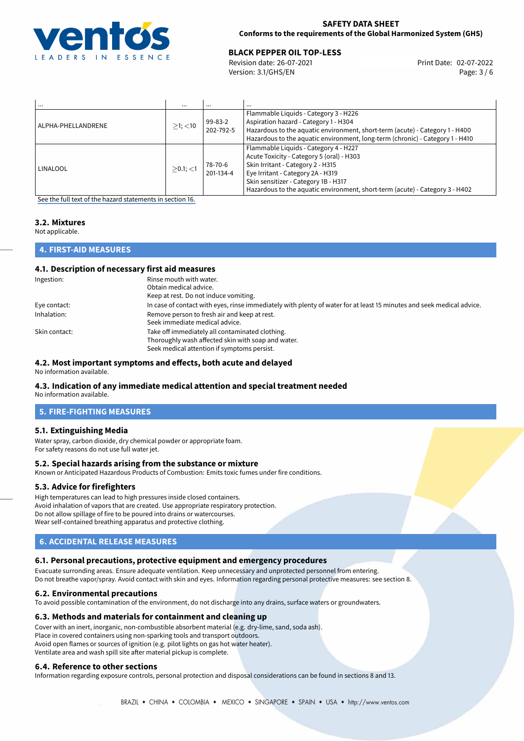| ... | ... | ... | ... |
|---|---|---|---|
| ALPHA-PHELLANDRENE | $\geq$1; <10 | 99-83-2<br>202-792-5 | Flammable Liquids - Category 3 - H226<br>Aspiration hazard - Category 1 - H304<br>Hazardous to the aquatic environment, short-term (acute) - Category 1 - H400<br>Hazardous to the aquatic environment, long-term (chronic) - Category 1 - H410 |
| LINALOOL | $\geq$0.1; <1 | 78-70-6<br>201-134-4 | Flammable Liquids - Category 4 - H227<br>Acute Toxicity - Category 5 (oral) - H303<br>Skin Irritant - Category 2 - H315<br>Eye Irritant - Category 2A - H319<br>Skin sensitizer - Category 1B - H317<br>Hazardous to the aquatic environment, short-term (acute) - Category 3 - H402 |

See the full text of the hazard statements in section 16.

### 3.2. Mixtures

Not applicable.

## 4. FIRST-AID MEASURES

### 4.1. Description of necessary first aid measures

| | |
|---|---|
| Ingestion: | Rinse mouth with water.<br>Obtain medical advice.<br>Keep at rest. Do not induce vomiting. |
| Eye contact: | In case of contact with eyes, rinse immediately with plenty of water for at least 15 minutes and seek medical advice. |
| Inhalation: | Remove person to fresh air and keep at rest.<br>Seek immediate medical advice. |
| Skin contact: | Take off immediately all contaminated clothing.<br>Thoroughly wash affected skin with soap and water.<br>Seek medical attention if symptoms persist. |

### 4.2. Most important symptoms and effects, both acute and delayed

No information available.

### 4.3. Indication of any immediate medical attention and special treatment needed

No information available.

## 5. FIRE-FIGHTING MEASURES

### 5.1. Extinguishing Media

Water spray, carbon dioxide, dry chemical powder or appropriate foam.
For safety reasons do not use full water jet.

### 5.2. Special hazards arising from the substance or mixture

Known or Anticipated Hazardous Products of Combustion: Emits toxic fumes under fire conditions.

### 5.3. Advice for firefighters

High temperatures can lead to high pressures inside closed containers.
Avoid inhalation of vapors that are created. Use appropriate respiratory protection.
Do not allow spillage of fire to be poured into drains or watercourses.
Wear self-contained breathing apparatus and protective clothing.

## 6. ACCIDENTAL RELEASE MEASURES

### 6.1. Personal precautions, protective equipment and emergency procedures

Evacuate surrounding areas. Ensure adequate ventilation. Keep unnecessary and unprotected personnel from entering.
Do not breathe vapor/spray. Avoid contact with skin and eyes. Information regarding personal protective measures: see section 8.

### 6.2. Environmental precautions

To avoid possible contamination of the environment, do not discharge into any drains, surface waters or groundwaters.

### 6.3. Methods and materials for containment and cleaning up

Cover with an inert, inorganic, non-combustible absorbent material (e.g. dry-lime, sand, soda ash).
Place in covered containers using non-sparking tools and transport outdoors.
Avoid open flames or sources of ignition (e.g. pilot lights on gas hot water heater).
Ventilate area and wash spill site after material pickup is complete.

### 6.4. Reference to other sections

Information regarding exposure controls, personal protection and disposal considerations can be found in sections 8 and 13.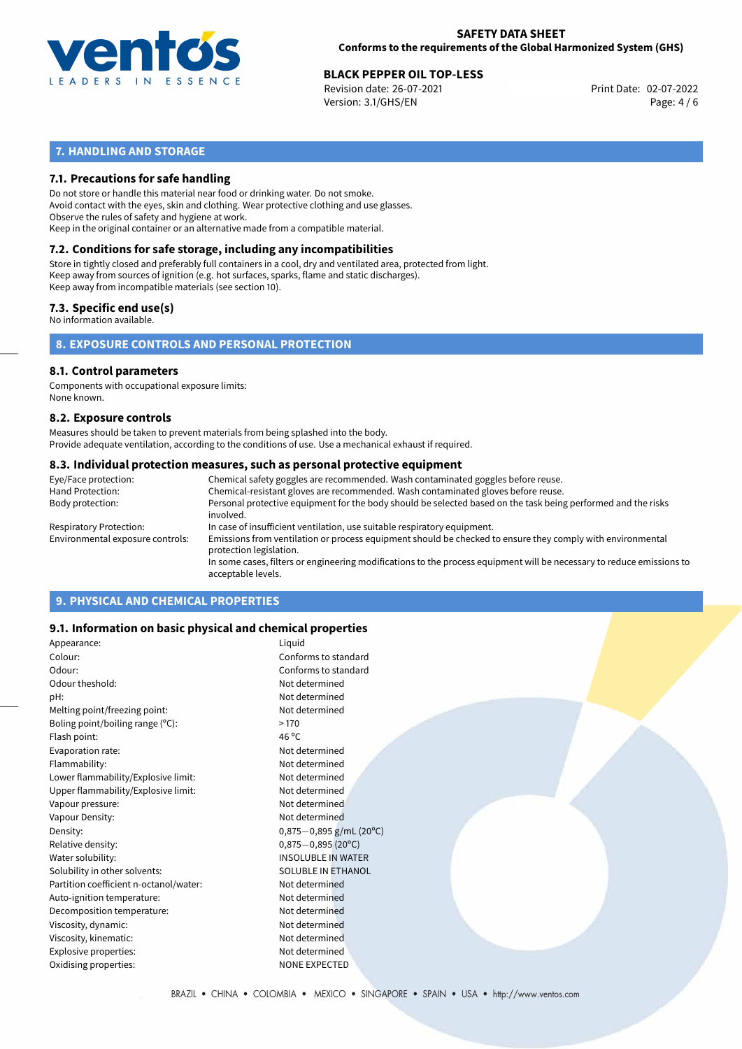## 7. HANDLING AND STORAGE

### 7.1. Precautions for safe handling

Do not store or handle this material near food or drinking water. Do not smoke.
Avoid contact with the eyes, skin and clothing. Wear protective clothing and use glasses.
Observe the rules of safety and hygiene at work.
Keep in the original container or an alternative made from a compatible material.

### 7.2. Conditions for safe storage, including any incompatibilities

Store in tightly closed and preferably full containers in a cool, dry and ventilated area, protected from light.
Keep away from sources of ignition (e.g. hot surfaces, sparks, flame and static discharges).
Keep away from incompatible materials (see section 10).

### 7.3. Specific end use(s)

No information available.

## 8. EXPOSURE CONTROLS AND PERSONAL PROTECTION

### 8.1. Control parameters

Components with occupational exposure limits:
None known.

### 8.2. Exposure controls

Measures should be taken to prevent materials from being splashed into the body.
Provide adequate ventilation, according to the conditions of use. Use a mechanical exhaust if required.

### 8.3. Individual protection measures, such as personal protective equipment

| | |
|---|---|
| Eye/Face protection: | Chemical safety goggles are recommended. Wash contaminated goggles before reuse. |
| Hand Protection: | Chemical-resistant gloves are recommended. Wash contaminated gloves before reuse. |
| Body protection: | Personal protective equipment for the body should be selected based on the task being performed and the risks involved. |
| Respiratory Protection: | In case of insufficient ventilation, use suitable respiratory equipment. |
| Environmental exposure controls: | Emissions from ventilation or process equipment should be checked to ensure they comply with environmental protection legislation. In some cases, filters or engineering modifications to the process equipment will be necessary to reduce emissions to acceptable levels. |

## 9. PHYSICAL AND CHEMICAL PROPERTIES

### 9.1. Information on basic physical and chemical properties

| | |
|---|---|
| Appearance: | Liquid |
| Colour: | Conforms to standard |
| Odour: | Conforms to standard |
| Odour theshold: | Not determined |
| pH: | Not determined |
| Melting point/freezing point: | Not determined |
| Boling point/boiling range (°C): | > 170 |
| Flash point: | 46 °C |
| Evaporation rate: | Not determined |
| Flammability: | Not determined |
| Lower flammability/Explosive limit: | Not determined |
| Upper flammability/Explosive limit: | Not determined |
| Vapour pressure: | Not determined |
| Vapour Density: | Not determined |
| Density: | 0,875−0,895 g/mL (20°C) |
| Relative density: | 0,875−0,895 (20°C) |
| Water solubility: | INSOLUBLE IN WATER |
| Solubility in other solvents: | SOLUBLE IN ETHANOL |
| Partition coefficient n-octanol/water: | Not determined |
| Auto-ignition temperature: | Not determined |
| Decomposition temperature: | Not determined |
| Viscosity, dynamic: | Not determined |
| Viscosity, kinematic: | Not determined |
| Explosive properties: | Not determined |
| Oxidising properties: | NONE EXPECTED |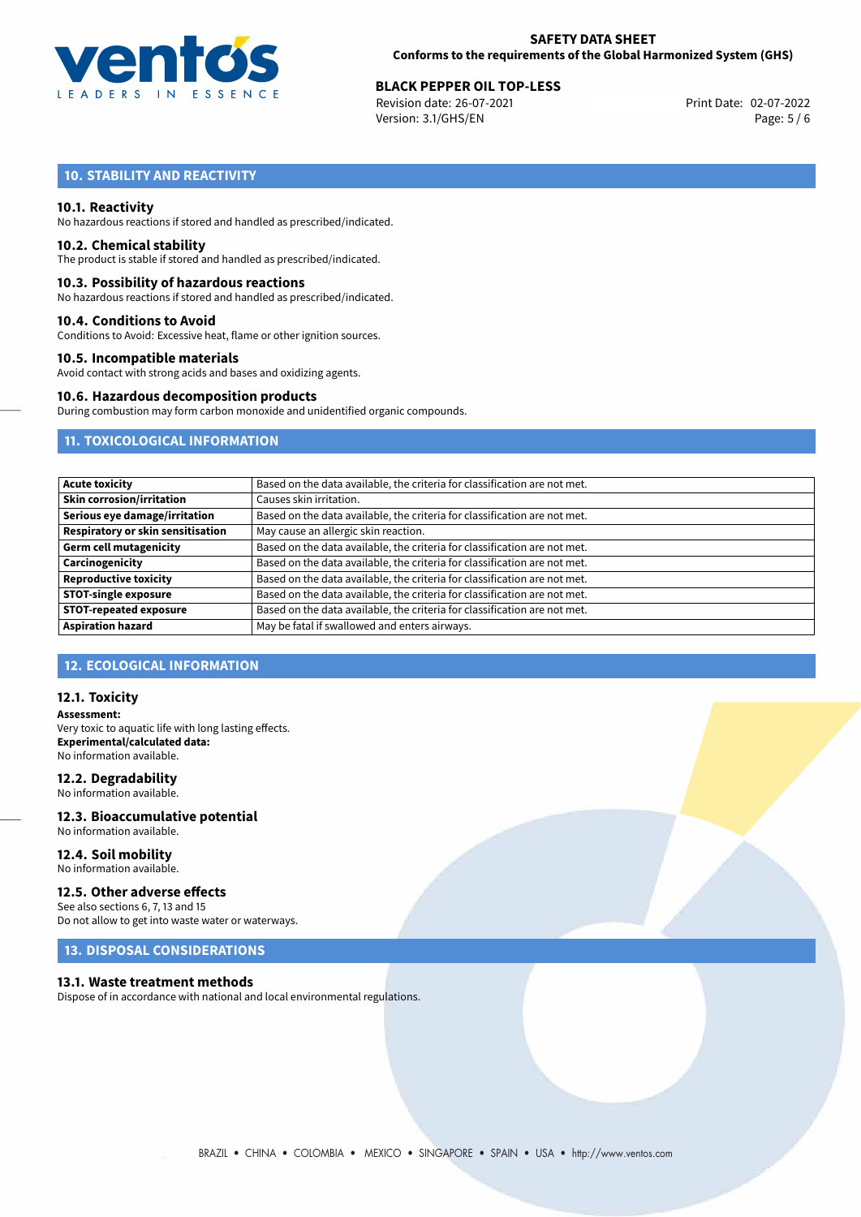## 10. STABILITY AND REACTIVITY

### 10.1. Reactivity

No hazardous reactions if stored and handled as prescribed/indicated.

### 10.2. Chemical stability

The product is stable if stored and handled as prescribed/indicated.

### 10.3. Possibility of hazardous reactions

No hazardous reactions if stored and handled as prescribed/indicated.

### 10.4. Conditions to Avoid

Conditions to Avoid: Excessive heat, flame or other ignition sources.

### 10.5. Incompatible materials

Avoid contact with strong acids and bases and oxidizing agents.

### 10.6. Hazardous decomposition products

During combustion may form carbon monoxide and unidentified organic compounds.

## 11. TOXICOLOGICAL INFORMATION

| | |
|---|---|
| **Acute toxicity** | Based on the data available, the criteria for classification are not met. |
| **Skin corrosion/irritation** | Causes skin irritation. |
| **Serious eye damage/irritation** | Based on the data available, the criteria for classification are not met. |
| **Respiratory or skin sensitisation** | May cause an allergic skin reaction. |
| **Germ cell mutagenicity** | Based on the data available, the criteria for classification are not met. |
| **Carcinogenicity** | Based on the data available, the criteria for classification are not met. |
| **Reproductive toxicity** | Based on the data available, the criteria for classification are not met. |
| **STOT-single exposure** | Based on the data available, the criteria for classification are not met. |
| **STOT-repeated exposure** | Based on the data available, the criteria for classification are not met. |
| **Aspiration hazard** | May be fatal if swallowed and enters airways. |

## 12. ECOLOGICAL INFORMATION

### 12.1. Toxicity

**Assessment:**
Very toxic to aquatic life with long lasting effects.
**Experimental/calculated data:**
No information available.

### 12.2. Degradability

No information available.

### 12.3. Bioaccumulative potential

No information available.

### 12.4. Soil mobility

No information available.

### 12.5. Other adverse effects

See also sections 6, 7, 13 and 15
Do not allow to get into waste water or waterways.

## 13. DISPOSAL CONSIDERATIONS

### 13.1. Waste treatment methods

Dispose of in accordance with national and local environmental regulations.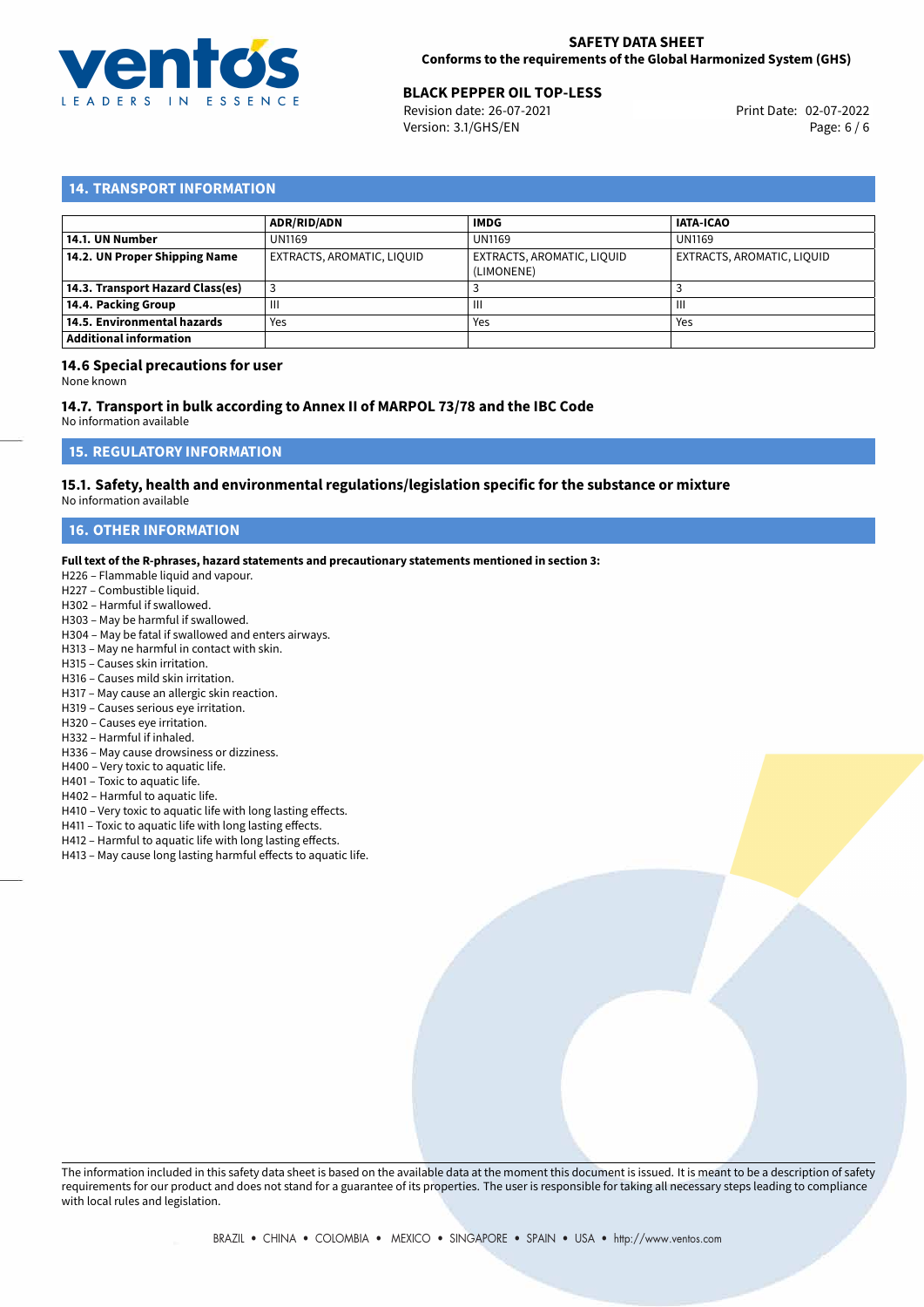## 14. TRANSPORT INFORMATION

| | ADR/RID/ADN | IMDG | IATA-ICAO |
|---|---|---|---|
| **14.1. UN Number** | UN1169 | UN1169 | UN1169 |
| **14.2. UN Proper Shipping Name** | EXTRACTS, AROMATIC, LIQUID | EXTRACTS, AROMATIC, LIQUID (LIMONENE) | EXTRACTS, AROMATIC, LIQUID |
| **14.3. Transport Hazard Class(es)** | 3 | 3 | 3 |
| **14.4. Packing Group** | III | III | III |
| **14.5. Environmental hazards** | Yes | Yes | Yes |
| **Additional information** | | | |

### 14.6 Special precautions for user

None known

### 14.7. Transport in bulk according to Annex II of MARPOL 73/78 and the IBC Code

No information available

## 15. REGULATORY INFORMATION

### 15.1. Safety, health and environmental regulations/legislation specific for the substance or mixture

No information available

## 16. OTHER INFORMATION

**Full text of the R-phrases, hazard statements and precautionary statements mentioned in section 3:**

H226 – Flammable liquid and vapour.
H227 – Combustible liquid.
H302 – Harmful if swallowed.
H303 – May be harmful if swallowed.
H304 – May be fatal if swallowed and enters airways.
H313 – May ne harmful in contact with skin.
H315 – Causes skin irritation.
H316 – Causes mild skin irritation.
H317 – May cause an allergic skin reaction.
H319 – Causes serious eye irritation.
H320 – Causes eye irritation.
H332 – Harmful if inhaled.
H336 – May cause drowsiness or dizziness.
H400 – Very toxic to aquatic life.
H401 – Toxic to aquatic life.
H402 – Harmful to aquatic life.
H410 – Very toxic to aquatic life with long lasting effects.
H411 – Toxic to aquatic life with long lasting effects.
H412 – Harmful to aquatic life with long lasting effects.
H413 – May cause long lasting harmful effects to aquatic life.

The information included in this safety data sheet is based on the available data at the moment this document is issued. It is meant to be a description of safety requirements for our product and does not stand for a guarantee of its properties. The user is responsible for taking all necessary steps leading to compliance with local rules and legislation.